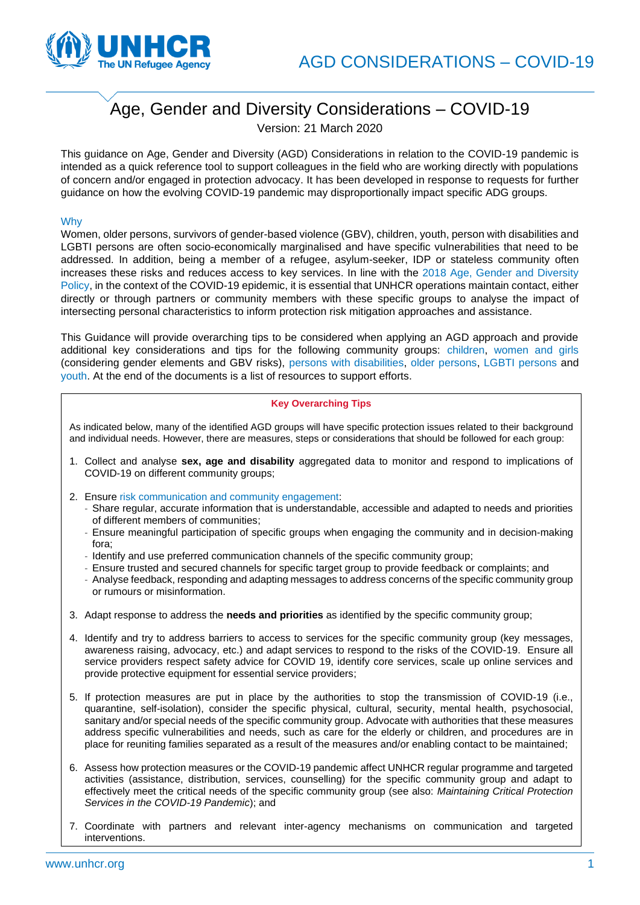# Age, Gender and Diversity Considerations – COVID-19

Version: 21 March 2020

This guidance on Age, Gender and Diversity (AGD) Considerations in relation to the COVID-19 pandemic is intended as a quick reference tool to support colleagues in the field who are working directly with populations of concern and/or engaged in protection advocacy. It has been developed in response to requests for further guidance on how the evolving COVID-19 pandemic may disproportionally impact specific ADG groups.

## Why

Women, older persons, survivors of gender-based violence (GBV), children, youth, person with disabilities and LGBTI persons are often socio-economically marginalised and have specific vulnerabilities that need to be addressed. In addition, being a member of a refugee, asylum-seeker, IDP or stateless community often increases these risks and reduces access to key services. In line with the 2018 Age, Gender and Diversity Policy, in the context of the COVID-19 epidemic, it is essential that UNHCR operations maintain contact, either directly or through partners or community members with these specific groups to analyse the impact of intersecting personal characteristics to inform protection risk mitigation approaches and assistance.

This Guidance will provide overarching tips to be considered when applying an AGD approach and provide additional key considerations and tips for the following community groups: children, women and girls (considering gender elements and GBV risks), persons with disabilities, older persons, LGBTI persons and youth. At the end of the documents is a list of resources to support efforts.

### Key Overarching Tips

As indicated below, many of the identified AGD groups will have specific protection issues related to their background and individual needs. However, there are measures, steps or considerations that should be followed for each group:

1. Collect and analyse **sex, age and disability** aggregated data to monitor and respond to implications of COVID-19 on different community groups;

2. Ensure risk communication and community engagement:
   - Share regular, accurate information that is understandable, accessible and adapted to needs and priorities of different members of communities;
   - Ensure meaningful participation of specific groups when engaging the community and in decision-making fora;
   - Identify and use preferred communication channels of the specific community group;
   - Ensure trusted and secured channels for specific target group to provide feedback or complaints; and
   - Analyse feedback, responding and adapting messages to address concerns of the specific community group or rumours or misinformation.

3. Adapt response to address the **needs and priorities** as identified by the specific community group;

4. Identify and try to address barriers to access to services for the specific community group (key messages, awareness raising, advocacy, etc.) and adapt services to respond to the risks of the COVID-19. Ensure all service providers respect safety advice for COVID 19, identify core services, scale up online services and provide protective equipment for essential service providers;

5. If protection measures are put in place by the authorities to stop the transmission of COVID-19 (i.e., quarantine, self-isolation), consider the specific physical, cultural, security, mental health, psychosocial, sanitary and/or special needs of the specific community group. Advocate with authorities that these measures address specific vulnerabilities and needs, such as care for the elderly or children, and procedures are in place for reuniting families separated as a result of the measures and/or enabling contact to be maintained;

6. Assess how protection measures or the COVID-19 pandemic affect UNHCR regular programme and targeted activities (assistance, distribution, services, counselling) for the specific community group and adapt to effectively meet the critical needs of the specific community group (see also: *Maintaining Critical Protection Services in the COVID-19 Pandemic*); and

7. Coordinate with partners and relevant inter-agency mechanisms on communication and targeted interventions.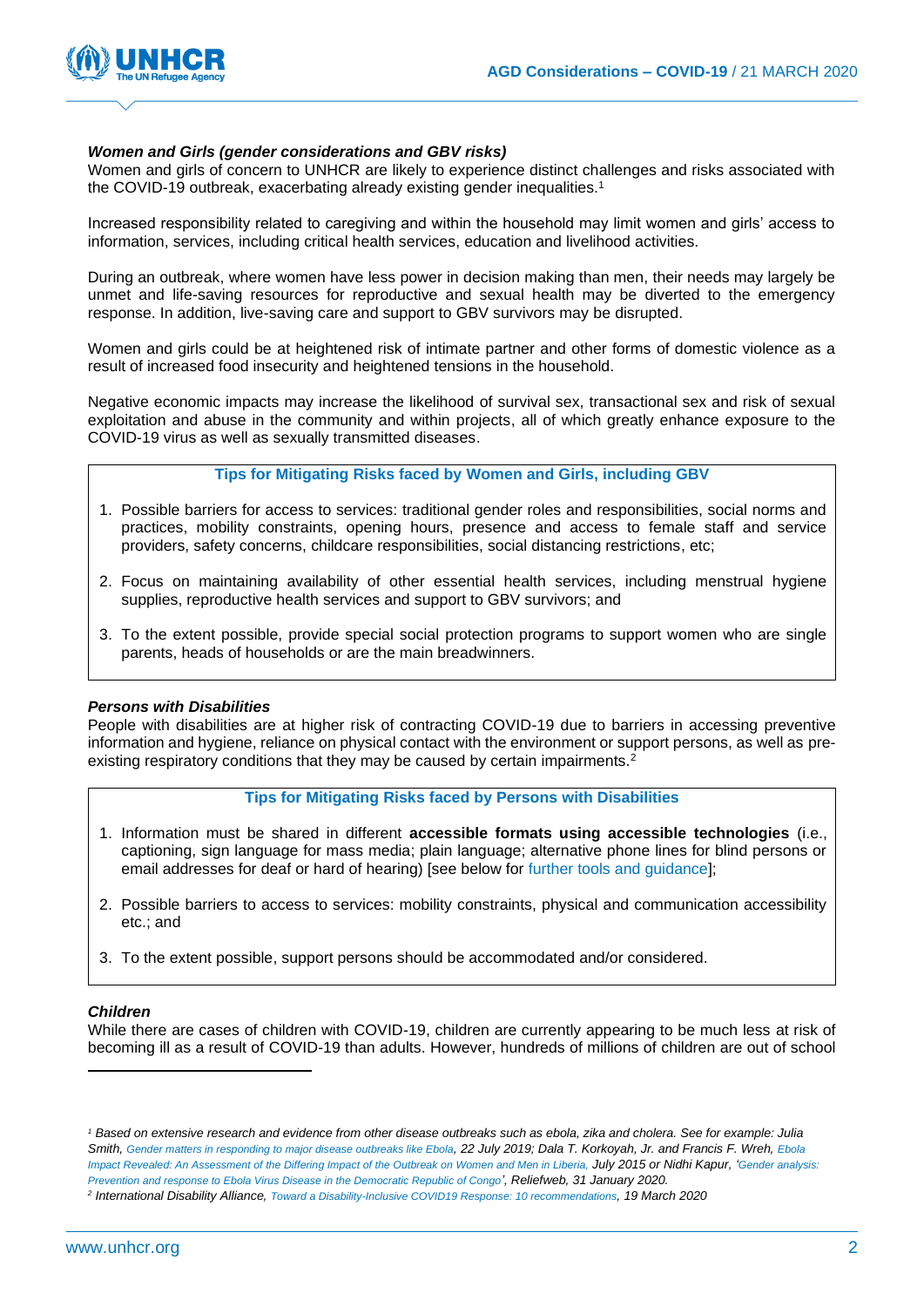***Women and Girls (gender considerations and GBV risks)***

Women and girls of concern to UNHCR are likely to experience distinct challenges and risks associated with the COVID-19 outbreak, exacerbating already existing gender inequalities.[1]

Increased responsibility related to caregiving and within the household may limit women and girls' access to information, services, including critical health services, education and livelihood activities.

During an outbreak, where women have less power in decision making than men, their needs may largely be unmet and life-saving resources for reproductive and sexual health may be diverted to the emergency response. In addition, live-saving care and support to GBV survivors may be disrupted.

Women and girls could be at heightened risk of intimate partner and other forms of domestic violence as a result of increased food insecurity and heightened tensions in the household.

Negative economic impacts may increase the likelihood of survival sex, transactional sex and risk of sexual exploitation and abuse in the community and within projects, all of which greatly enhance exposure to the COVID-19 virus as well as sexually transmitted diseases.

**Tips for Mitigating Risks faced by Women and Girls, including GBV**

1. Possible barriers for access to services: traditional gender roles and responsibilities, social norms and practices, mobility constraints, opening hours, presence and access to female staff and service providers, safety concerns, childcare responsibilities, social distancing restrictions, etc;
2. Focus on maintaining availability of other essential health services, including menstrual hygiene supplies, reproductive health services and support to GBV survivors; and
3. To the extent possible, provide special social protection programs to support women who are single parents, heads of households or are the main breadwinners.

***Persons with Disabilities***

People with disabilities are at higher risk of contracting COVID-19 due to barriers in accessing preventive information and hygiene, reliance on physical contact with the environment or support persons, as well as pre-existing respiratory conditions that they may be caused by certain impairments.[2]

**Tips for Mitigating Risks faced by Persons with Disabilities**

1. Information must be shared in different **accessible formats using accessible technologies** (i.e., captioning, sign language for mass media; plain language; alternative phone lines for blind persons or email addresses for deaf or hard of hearing) [see below for further tools and guidance];
2. Possible barriers to access to services: mobility constraints, physical and communication accessibility etc.; and
3. To the extent possible, support persons should be accommodated and/or considered.

***Children***

While there are cases of children with COVID-19, children are currently appearing to be much less at risk of becoming ill as a result of COVID-19 than adults. However, hundreds of millions of children are out of school

---

*[1] Based on extensive research and evidence from other disease outbreaks such as ebola, zika and cholera. See for example: Julia Smith, Gender matters in responding to major disease outbreaks like Ebola, 22 July 2019; Dala T. Korkoyah, Jr. and Francis F. Wreh, Ebola Impact Revealed: An Assessment of the Differing Impact of the Outbreak on Women and Men in Liberia, July 2015 or Nidhi Kapur, 'Gender analysis: Prevention and response to Ebola Virus Disease in the Democratic Republic of Congo', Reliefweb, 31 January 2020.*

*[2] International Disability Alliance, Toward a Disability-Inclusive COVID19 Response: 10 recommendations, 19 March 2020*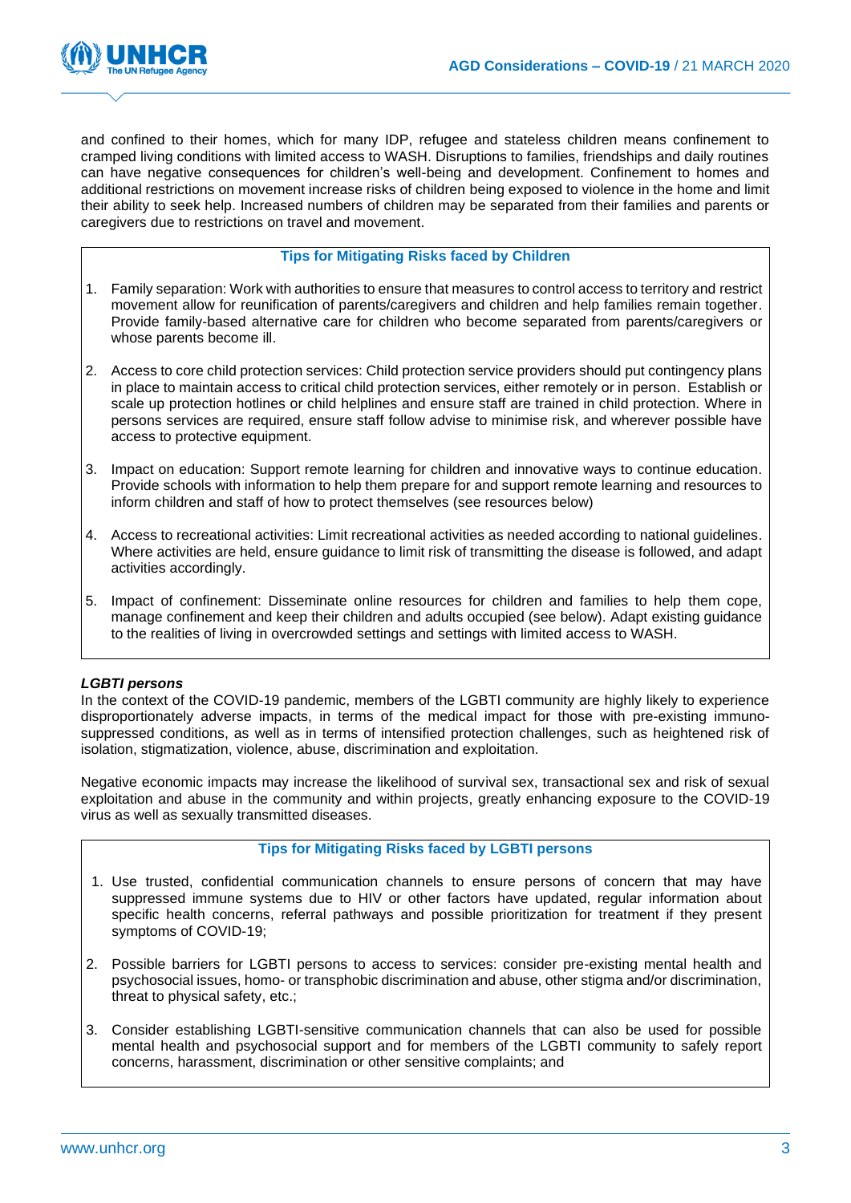and confined to their homes, which for many IDP, refugee and stateless children means confinement to cramped living conditions with limited access to WASH. Disruptions to families, friendships and daily routines can have negative consequences for children's well-being and development. Confinement to homes and additional restrictions on movement increase risks of children being exposed to violence in the home and limit their ability to seek help. Increased numbers of children may be separated from their families and parents or caregivers due to restrictions on travel and movement.

**Tips for Mitigating Risks faced by Children**

1. Family separation: Work with authorities to ensure that measures to control access to territory and restrict movement allow for reunification of parents/caregivers and children and help families remain together. Provide family-based alternative care for children who become separated from parents/caregivers or whose parents become ill.

2. Access to core child protection services: Child protection service providers should put contingency plans in place to maintain access to critical child protection services, either remotely or in person. Establish or scale up protection hotlines or child helplines and ensure staff are trained in child protection. Where in persons services are required, ensure staff follow advise to minimise risk, and wherever possible have access to protective equipment.

3. Impact on education: Support remote learning for children and innovative ways to continue education. Provide schools with information to help them prepare for and support remote learning and resources to inform children and staff of how to protect themselves (see resources below)

4. Access to recreational activities: Limit recreational activities as needed according to national guidelines. Where activities are held, ensure guidance to limit risk of transmitting the disease is followed, and adapt activities accordingly.

5. Impact of confinement: Disseminate online resources for children and families to help them cope, manage confinement and keep their children and adults occupied (see below). Adapt existing guidance to the realities of living in overcrowded settings and settings with limited access to WASH.

***LGBTI persons***

In the context of the COVID-19 pandemic, members of the LGBTI community are highly likely to experience disproportionately adverse impacts, in terms of the medical impact for those with pre-existing immuno-suppressed conditions, as well as in terms of intensified protection challenges, such as heightened risk of isolation, stigmatization, violence, abuse, discrimination and exploitation.

Negative economic impacts may increase the likelihood of survival sex, transactional sex and risk of sexual exploitation and abuse in the community and within projects, greatly enhancing exposure to the COVID-19 virus as well as sexually transmitted diseases.

**Tips for Mitigating Risks faced by LGBTI persons**

1. Use trusted, confidential communication channels to ensure persons of concern that may have suppressed immune systems due to HIV or other factors have updated, regular information about specific health concerns, referral pathways and possible prioritization for treatment if they present symptoms of COVID-19;

2. Possible barriers for LGBTI persons to access to services: consider pre-existing mental health and psychosocial issues, homo- or transphobic discrimination and abuse, other stigma and/or discrimination, threat to physical safety, etc.;

3. Consider establishing LGBTI-sensitive communication channels that can also be used for possible mental health and psychosocial support and for members of the LGBTI community to safely report concerns, harassment, discrimination or other sensitive complaints; and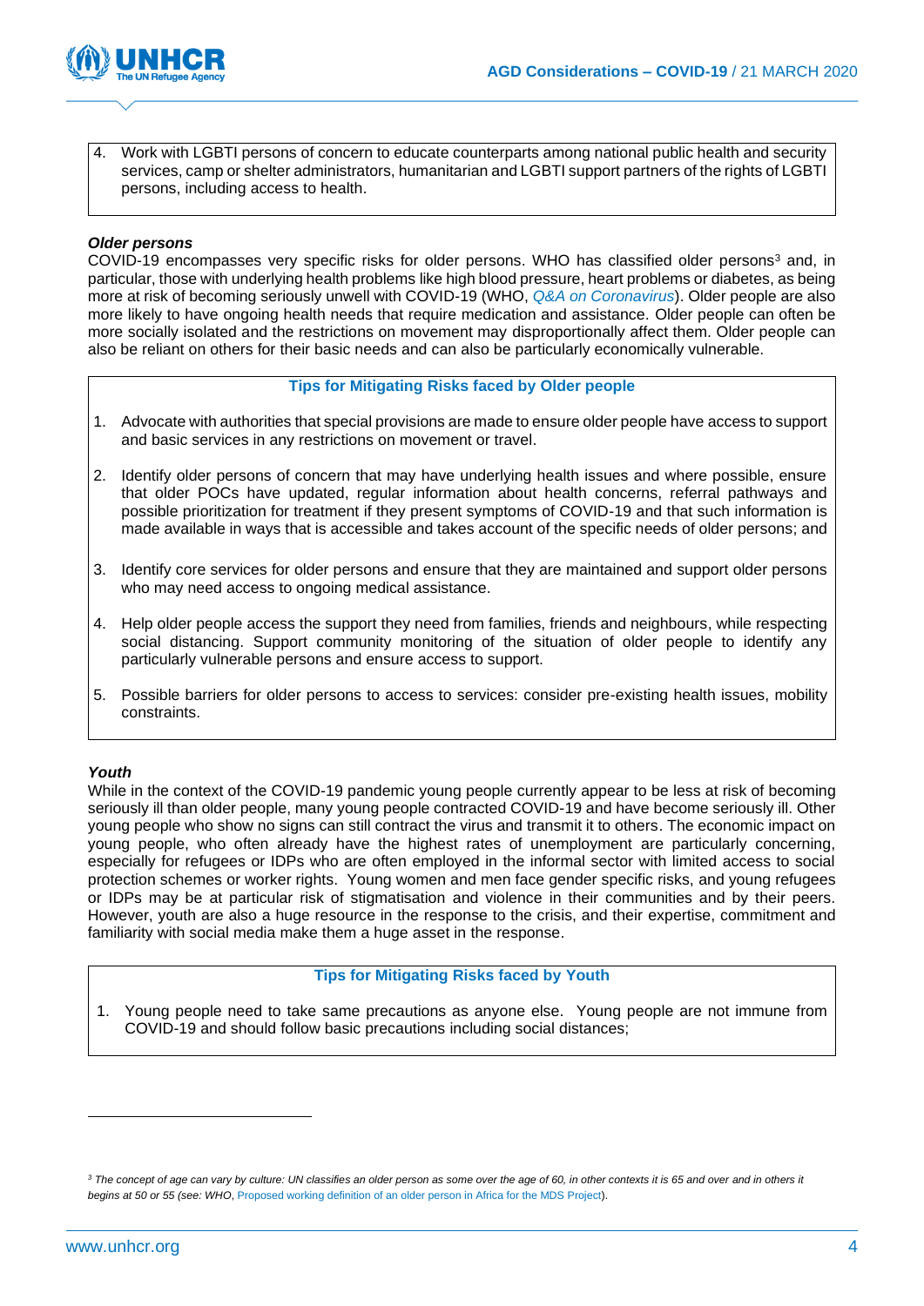4. Work with LGBTI persons of concern to educate counterparts among national public health and security services, camp or shelter administrators, humanitarian and LGBTI support partners of the rights of LGBTI persons, including access to health.

### *Older persons*

COVID-19 encompasses very specific risks for older persons. WHO has classified older persons[3] and, in particular, those with underlying health problems like high blood pressure, heart problems or diabetes, as being more at risk of becoming seriously unwell with COVID-19 (WHO, *Q&A on Coronavirus*). Older people are also more likely to have ongoing health needs that require medication and assistance. Older people can often be more socially isolated and the restrictions on movement may disproportionally affect them. Older people can also be reliant on others for their basic needs and can also be particularly economically vulnerable.

**Tips for Mitigating Risks faced by Older people**

1. Advocate with authorities that special provisions are made to ensure older people have access to support and basic services in any restrictions on movement or travel.
2. Identify older persons of concern that may have underlying health issues and where possible, ensure that older POCs have updated, regular information about health concerns, referral pathways and possible prioritization for treatment if they present symptoms of COVID-19 and that such information is made available in ways that is accessible and takes account of the specific needs of older persons; and
3. Identify core services for older persons and ensure that they are maintained and support older persons who may need access to ongoing medical assistance.
4. Help older people access the support they need from families, friends and neighbours, while respecting social distancing. Support community monitoring of the situation of older people to identify any particularly vulnerable persons and ensure access to support.
5. Possible barriers for older persons to access to services: consider pre-existing health issues, mobility constraints.

### *Youth*

While in the context of the COVID-19 pandemic young people currently appear to be less at risk of becoming seriously ill than older people, many young people contracted COVID-19 and have become seriously ill. Other young people who show no signs can still contract the virus and transmit it to others. The economic impact on young people, who often already have the highest rates of unemployment are particularly concerning, especially for refugees or IDPs who are often employed in the informal sector with limited access to social protection schemes or worker rights. Young women and men face gender specific risks, and young refugees or IDPs may be at particular risk of stigmatisation and violence in their communities and by their peers. However, youth are also a huge resource in the response to the crisis, and their expertise, commitment and familiarity with social media make them a huge asset in the response.

**Tips for Mitigating Risks faced by Youth**

1. Young people need to take same precautions as anyone else. Young people are not immune from COVID-19 and should follow basic precautions including social distances;

---

[3] *The concept of age can vary by culture: UN classifies an older person as some over the age of 60, in other contexts it is 65 and over and in others it begins at 50 or 55 (see: WHO,* Proposed working definition of an older person in Africa for the MDS Project*).*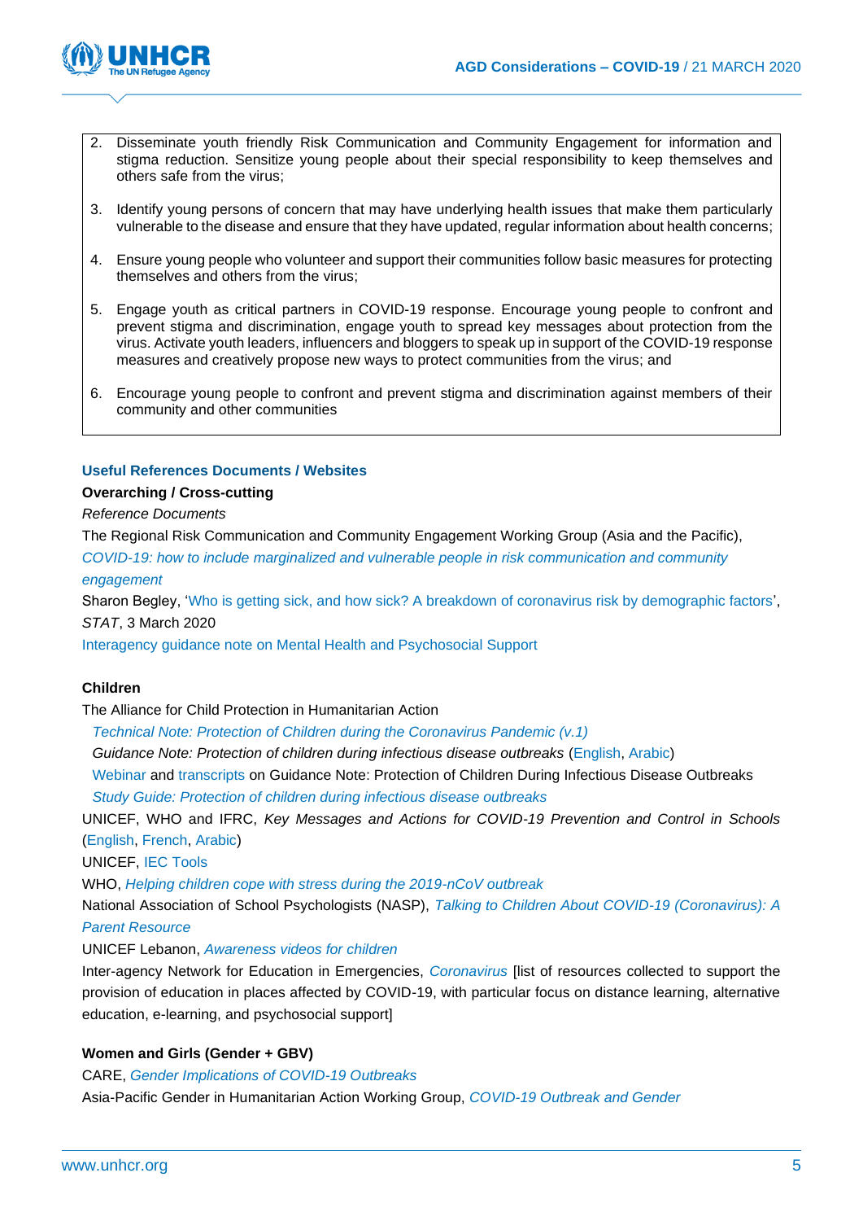2. Disseminate youth friendly Risk Communication and Community Engagement for information and stigma reduction. Sensitize young people about their special responsibility to keep themselves and others safe from the virus;

3. Identify young persons of concern that may have underlying health issues that make them particularly vulnerable to the disease and ensure that they have updated, regular information about health concerns;

4. Ensure young people who volunteer and support their communities follow basic measures for protecting themselves and others from the virus;

5. Engage youth as critical partners in COVID-19 response. Encourage young people to confront and prevent stigma and discrimination, engage youth to spread key messages about protection from the virus. Activate youth leaders, influencers and bloggers to speak up in support of the COVID-19 response measures and creatively propose new ways to protect communities from the virus; and

6. Encourage young people to confront and prevent stigma and discrimination against members of their community and other communities

## Useful References Documents / Websites

**Overarching / Cross-cutting**

*Reference Documents*

The Regional Risk Communication and Community Engagement Working Group (Asia and the Pacific), *COVID-19: how to include marginalized and vulnerable people in risk communication and community engagement*

Sharon Begley, 'Who is getting sick, and how sick? A breakdown of coronavirus risk by demographic factors', *STAT*, 3 March 2020

Interagency guidance note on Mental Health and Psychosocial Support

**Children**

The Alliance for Child Protection in Humanitarian Action

*Technical Note: Protection of Children during the Coronavirus Pandemic (v.1)*

*Guidance Note: Protection of children during infectious disease outbreaks* (English, Arabic)

Webinar and transcripts on Guidance Note: Protection of Children During Infectious Disease Outbreaks

*Study Guide: Protection of children during infectious disease outbreaks*

UNICEF, WHO and IFRC, *Key Messages and Actions for COVID-19 Prevention and Control in Schools* (English, French, Arabic)

UNICEF, IEC Tools

WHO, *Helping children cope with stress during the 2019-nCoV outbreak*

National Association of School Psychologists (NASP), *Talking to Children About COVID-19 (Coronavirus): A Parent Resource*

UNICEF Lebanon, *Awareness videos for children*

Inter-agency Network for Education in Emergencies, *Coronavirus* [list of resources collected to support the provision of education in places affected by COVID-19, with particular focus on distance learning, alternative education, e-learning, and psychosocial support]

**Women and Girls (Gender + GBV)**

CARE, *Gender Implications of COVID-19 Outbreaks*

Asia-Pacific Gender in Humanitarian Action Working Group, *COVID-19 Outbreak and Gender*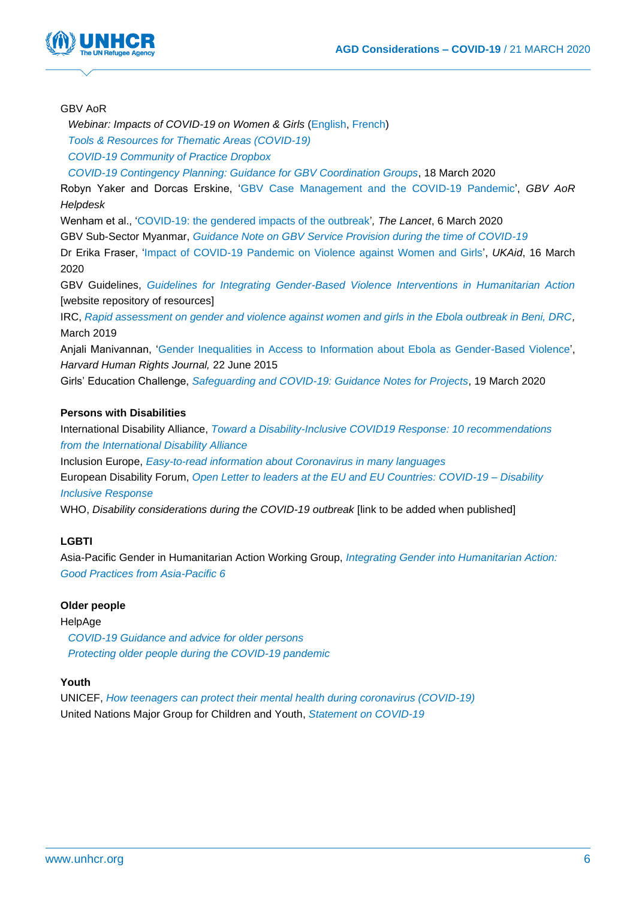GBV AoR

*Webinar: Impacts of COVID-19 on Women & Girls* (English, French)

*Tools & Resources for Thematic Areas (COVID-19)*

*COVID-19 Community of Practice Dropbox*

*COVID-19 Contingency Planning: Guidance for GBV Coordination Groups*, 18 March 2020

Robyn Yaker and Dorcas Erskine, 'GBV Case Management and the COVID-19 Pandemic', *GBV AoR Helpdesk*

Wenham et al., 'COVID-19: the gendered impacts of the outbreak'*, The Lancet*, 6 March 2020

GBV Sub-Sector Myanmar, *Guidance Note on GBV Service Provision during the time of COVID-19*

Dr Erika Fraser, 'Impact of COVID-19 Pandemic on Violence against Women and Girls', *UKAid*, 16 March 2020

GBV Guidelines, *Guidelines for Integrating Gender-Based Violence Interventions in Humanitarian Action* [website repository of resources]

IRC, *Rapid assessment on gender and violence against women and girls in the Ebola outbreak in Beni, DRC,* March 2019

Anjali Manivannan, 'Gender Inequalities in Access to Information about Ebola as Gender-Based Violence', *Harvard Human Rights Journal,* 22 June 2015

Girls' Education Challenge, *Safeguarding and COVID-19: Guidance Notes for Projects*, 19 March 2020

**Persons with Disabilities**

International Disability Alliance, *Toward a Disability-Inclusive COVID19 Response: 10 recommendations from the International Disability Alliance*

Inclusion Europe, *Easy-to-read information about Coronavirus in many languages*

European Disability Forum, *Open Letter to leaders at the EU and EU Countries: COVID-19 – Disability Inclusive Response*

WHO, *Disability considerations during the COVID-19 outbreak* [link to be added when published]

**LGBTI**

Asia-Pacific Gender in Humanitarian Action Working Group, *Integrating Gender into Humanitarian Action: Good Practices from Asia-Pacific 6*

**Older people**

HelpAge

*COVID-19 Guidance and advice for older persons*

*Protecting older people during the COVID-19 pandemic*

**Youth**

UNICEF, *How teenagers can protect their mental health during coronavirus (COVID-19)*

United Nations Major Group for Children and Youth, *Statement on COVID-19*